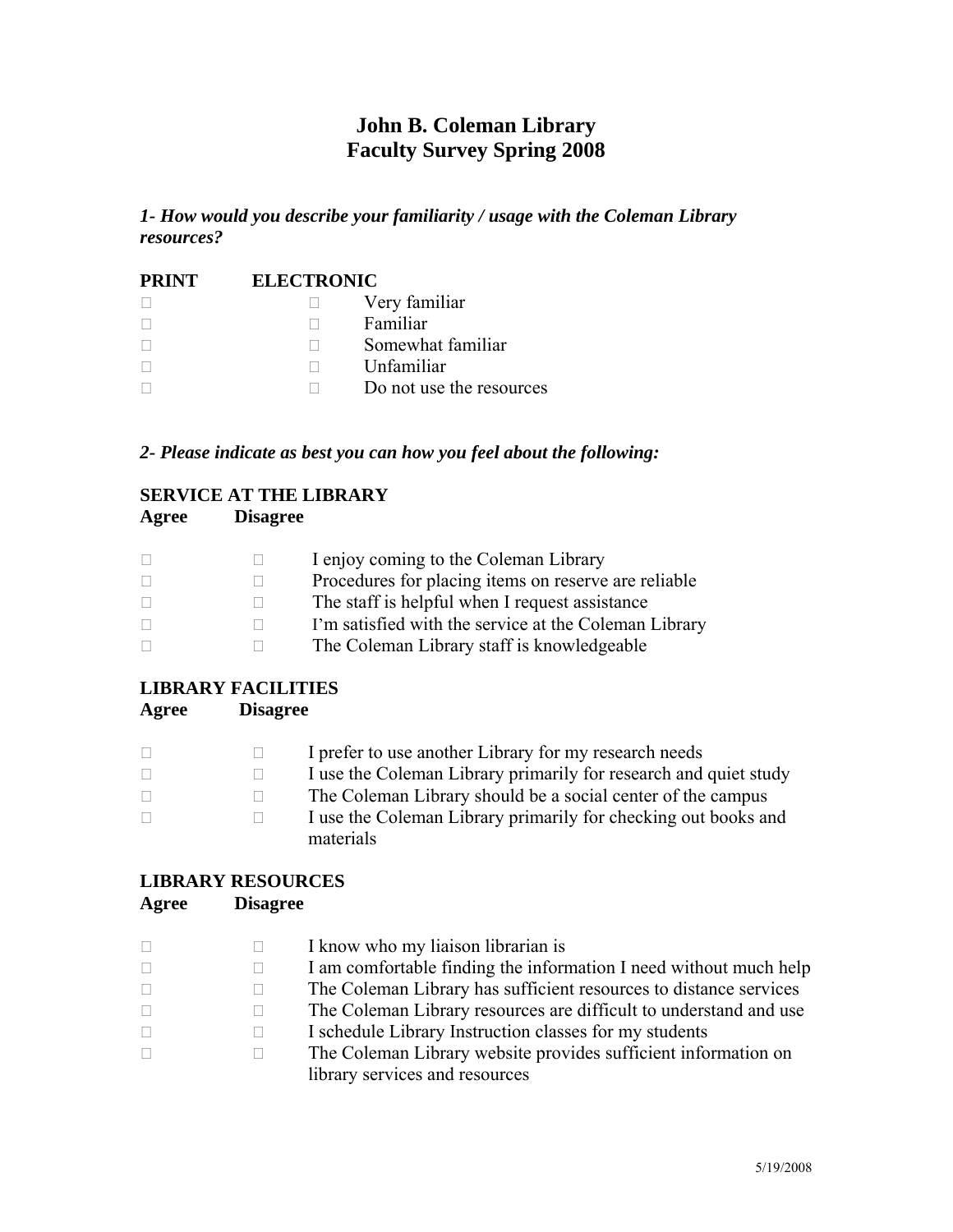# John B. Coleman Library
# Faculty Survey Spring 2008

***1- How would you describe your familiarity / usage with the Coleman Library resources?***

| PRINT | ELECTRONIC | |
|---|---|---|
| □ | □ | Very familiar |
| □ | □ | Familiar |
| □ | □ | Somewhat familiar |
| □ | □ | Unfamiliar |
| □ | □ | Do not use the resources |

***2- Please indicate as best you can how you feel about the following:***

**SERVICE AT THE LIBRARY**

| Agree | Disagree | |
|---|---|---|
| □ | □ | I enjoy coming to the Coleman Library |
| □ | □ | Procedures for placing items on reserve are reliable |
| □ | □ | The staff is helpful when I request assistance |
| □ | □ | I'm satisfied with the service at the Coleman Library |
| □ | □ | The Coleman Library staff is knowledgeable |

**LIBRARY FACILITIES**

| Agree | Disagree | |
|---|---|---|
| □ | □ | I prefer to use another Library for my research needs |
| □ | □ | I use the Coleman Library primarily for research and quiet study |
| □ | □ | The Coleman Library should be a social center of the campus |
| □ | □ | I use the Coleman Library primarily for checking out books and materials |

**LIBRARY RESOURCES**

| Agree | Disagree | |
|---|---|---|
| □ | □ | I know who my liaison librarian is |
| □ | □ | I am comfortable finding the information I need without much help |
| □ | □ | The Coleman Library has sufficient resources to distance services |
| □ | □ | The Coleman Library resources are difficult to understand and use |
| □ | □ | I schedule Library Instruction classes for my students |
| □ | □ | The Coleman Library website provides sufficient information on library services and resources |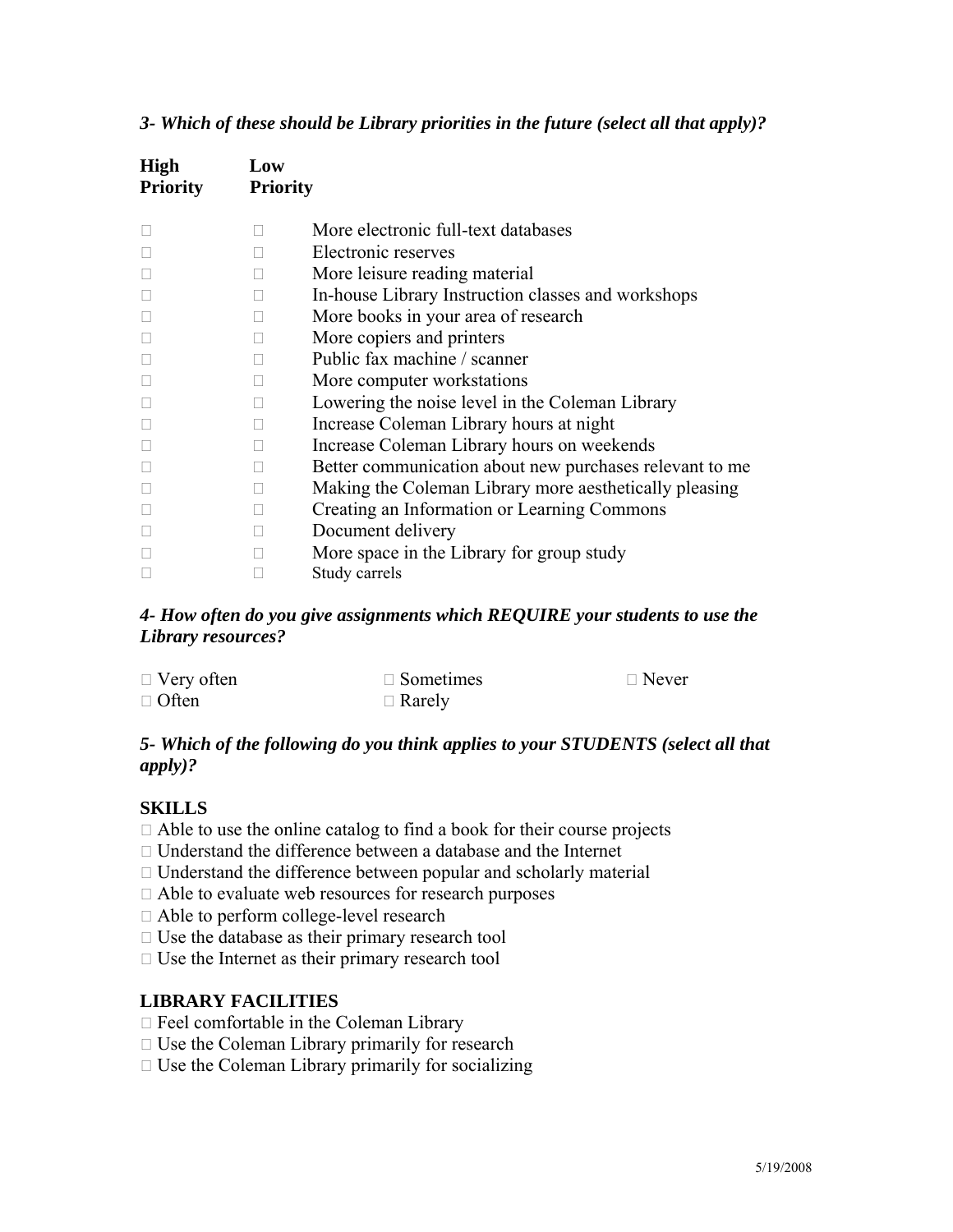***3- Which of these should be Library priorities in the future (select all that apply)?***

| High Priority | Low Priority | |
|---|---|---|
| ☐ | ☐ | More electronic full-text databases |
| ☐ | ☐ | Electronic reserves |
| ☐ | ☐ | More leisure reading material |
| ☐ | ☐ | In-house Library Instruction classes and workshops |
| ☐ | ☐ | More books in your area of research |
| ☐ | ☐ | More copiers and printers |
| ☐ | ☐ | Public fax machine / scanner |
| ☐ | ☐ | More computer workstations |
| ☐ | ☐ | Lowering the noise level in the Coleman Library |
| ☐ | ☐ | Increase Coleman Library hours at night |
| ☐ | ☐ | Increase Coleman Library hours on weekends |
| ☐ | ☐ | Better communication about new purchases relevant to me |
| ☐ | ☐ | Making the Coleman Library more aesthetically pleasing |
| ☐ | ☐ | Creating an Information or Learning Commons |
| ☐ | ☐ | Document delivery |
| ☐ | ☐ | More space in the Library for group study |
| ☐ | ☐ | Study carrels |

***4- How often do you give assignments which REQUIRE your students to use the Library resources?***

☐ Very often
☐ Often
☐ Sometimes
☐ Rarely
☐ Never

***5- Which of the following do you think applies to your STUDENTS (select all that apply)?***

**SKILLS**

☐ Able to use the online catalog to find a book for their course projects
☐ Understand the difference between a database and the Internet
☐ Understand the difference between popular and scholarly material
☐ Able to evaluate web resources for research purposes
☐ Able to perform college-level research
☐ Use the database as their primary research tool
☐ Use the Internet as their primary research tool

**LIBRARY FACILITIES**

☐ Feel comfortable in the Coleman Library
☐ Use the Coleman Library primarily for research
☐ Use the Coleman Library primarily for socializing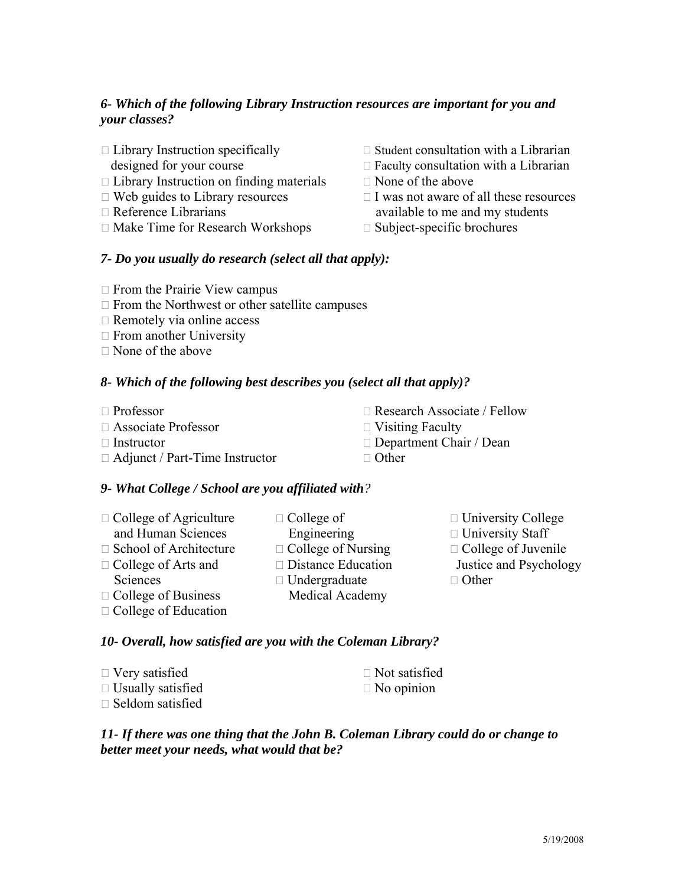***6- Which of the following Library Instruction resources are important for you and your classes?***

- □ Library Instruction specifically designed for your course
- □ Library Instruction on finding materials
- □ Web guides to Library resources
- □ Reference Librarians
- □ Make Time for Research Workshops
- □ Student consultation with a Librarian
- □ Faculty consultation with a Librarian
- □ None of the above
- □ I was not aware of all these resources available to me and my students
- □ Subject-specific brochures

***7- Do you usually do research (select all that apply):***

- □ From the Prairie View campus
- □ From the Northwest or other satellite campuses
- □ Remotely via online access
- □ From another University
- □ None of the above

***8- Which of the following best describes you (select all that apply)?***

- □ Professor
- □ Associate Professor
- □ Instructor
- □ Adjunct / Part-Time Instructor
- □ Research Associate / Fellow
- □ Visiting Faculty
- □ Department Chair / Dean
- □ Other

***9- What College / School are you affiliated with?***

- □ College of Agriculture and Human Sciences
- □ School of Architecture
- □ College of Arts and Sciences
- □ College of Business
- □ College of Education
- □ College of Engineering
- □ College of Nursing
- □ Distance Education
- □ Undergraduate Medical Academy
- □ University College
- □ University Staff
- □ College of Juvenile Justice and Psychology
- □ Other

***10- Overall, how satisfied are you with the Coleman Library?***

- □ Very satisfied
- □ Usually satisfied
- □ Seldom satisfied
- □ Not satisfied
- □ No opinion

***11- If there was one thing that the John B. Coleman Library could do or change to better meet your needs, what would that be?***

5/19/2008